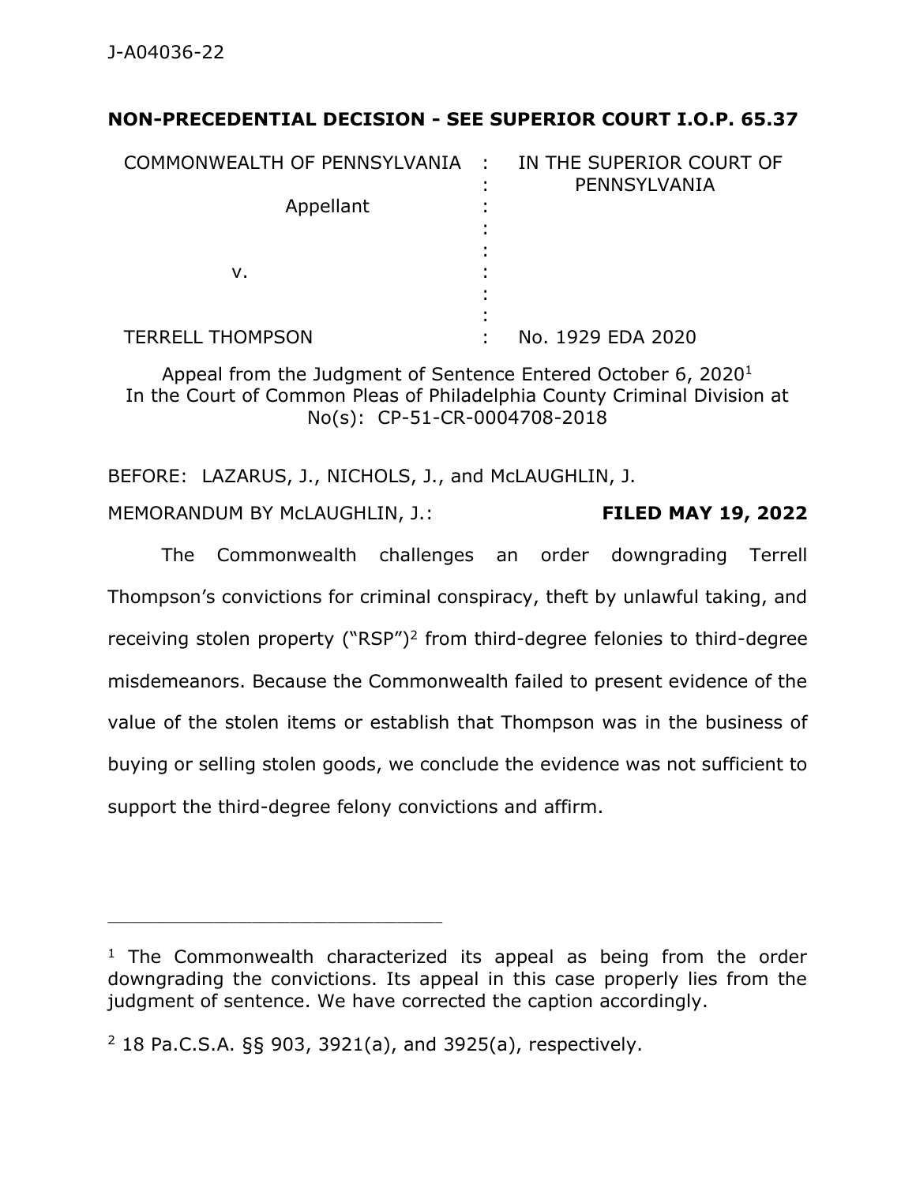**NON-PRECEDENTIAL DECISION - SEE SUPERIOR COURT I.O.P. 65.37**

| | | |
|---|---|---|
| COMMONWEALTH OF PENNSYLVANIA | : | IN THE SUPERIOR COURT OF PENNSYLVANIA |
| Appellant | : | |
| | : | |
| v. | : | |
| | : | |
| TERRELL THOMPSON | : | No. 1929 EDA 2020 |

Appeal from the Judgment of Sentence Entered October 6, 2020[1]
In the Court of Common Pleas of Philadelphia County Criminal Division at No(s): CP-51-CR-0004708-2018

BEFORE: LAZARUS, J., NICHOLS, J., and McLAUGHLIN, J.

MEMORANDUM BY McLAUGHLIN, J.: **FILED MAY 19, 2022**

The Commonwealth challenges an order downgrading Terrell Thompson's convictions for criminal conspiracy, theft by unlawful taking, and receiving stolen property ("RSP")[2] from third-degree felonies to third-degree misdemeanors. Because the Commonwealth failed to present evidence of the value of the stolen items or establish that Thompson was in the business of buying or selling stolen goods, we conclude the evidence was not sufficient to support the third-degree felony convictions and affirm.

---

[1] The Commonwealth characterized its appeal as being from the order downgrading the convictions. Its appeal in this case properly lies from the judgment of sentence. We have corrected the caption accordingly.

[2] 18 Pa.C.S.A. §§ 903, 3921(a), and 3925(a), respectively.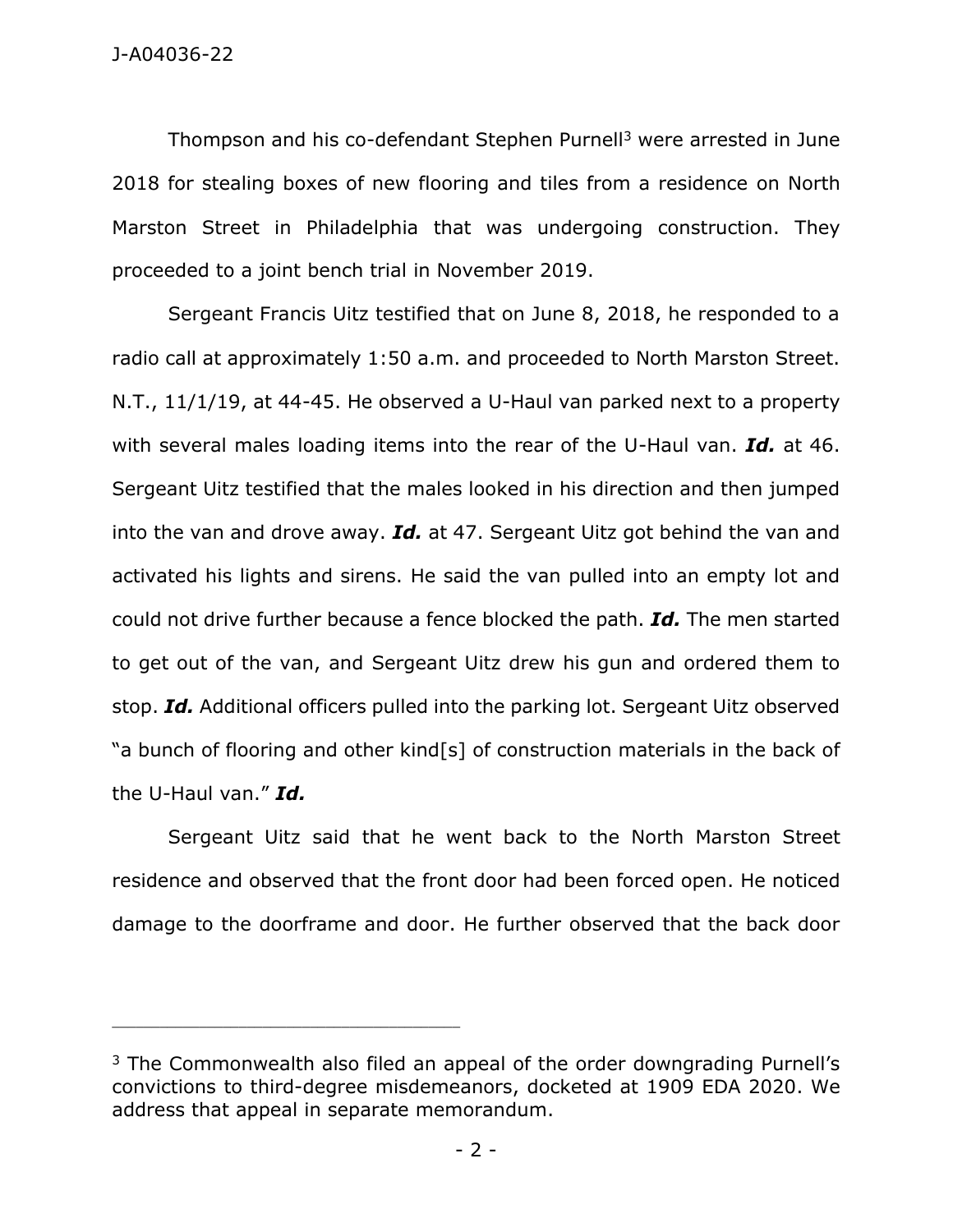Thompson and his co-defendant Stephen Purnell[3] were arrested in June 2018 for stealing boxes of new flooring and tiles from a residence on North Marston Street in Philadelphia that was undergoing construction. They proceeded to a joint bench trial in November 2019.

Sergeant Francis Uitz testified that on June 8, 2018, he responded to a radio call at approximately 1:50 a.m. and proceeded to North Marston Street. N.T., 11/1/19, at 44-45. He observed a U-Haul van parked next to a property with several males loading items into the rear of the U-Haul van. ***Id.*** at 46. Sergeant Uitz testified that the males looked in his direction and then jumped into the van and drove away. ***Id.*** at 47. Sergeant Uitz got behind the van and activated his lights and sirens. He said the van pulled into an empty lot and could not drive further because a fence blocked the path. ***Id.*** The men started to get out of the van, and Sergeant Uitz drew his gun and ordered them to stop. ***Id.*** Additional officers pulled into the parking lot. Sergeant Uitz observed "a bunch of flooring and other kind[s] of construction materials in the back of the U-Haul van." ***Id.***

Sergeant Uitz said that he went back to the North Marston Street residence and observed that the front door had been forced open. He noticed damage to the doorframe and door. He further observed that the back door

---

[3] The Commonwealth also filed an appeal of the order downgrading Purnell's convictions to third-degree misdemeanors, docketed at 1909 EDA 2020. We address that appeal in separate memorandum.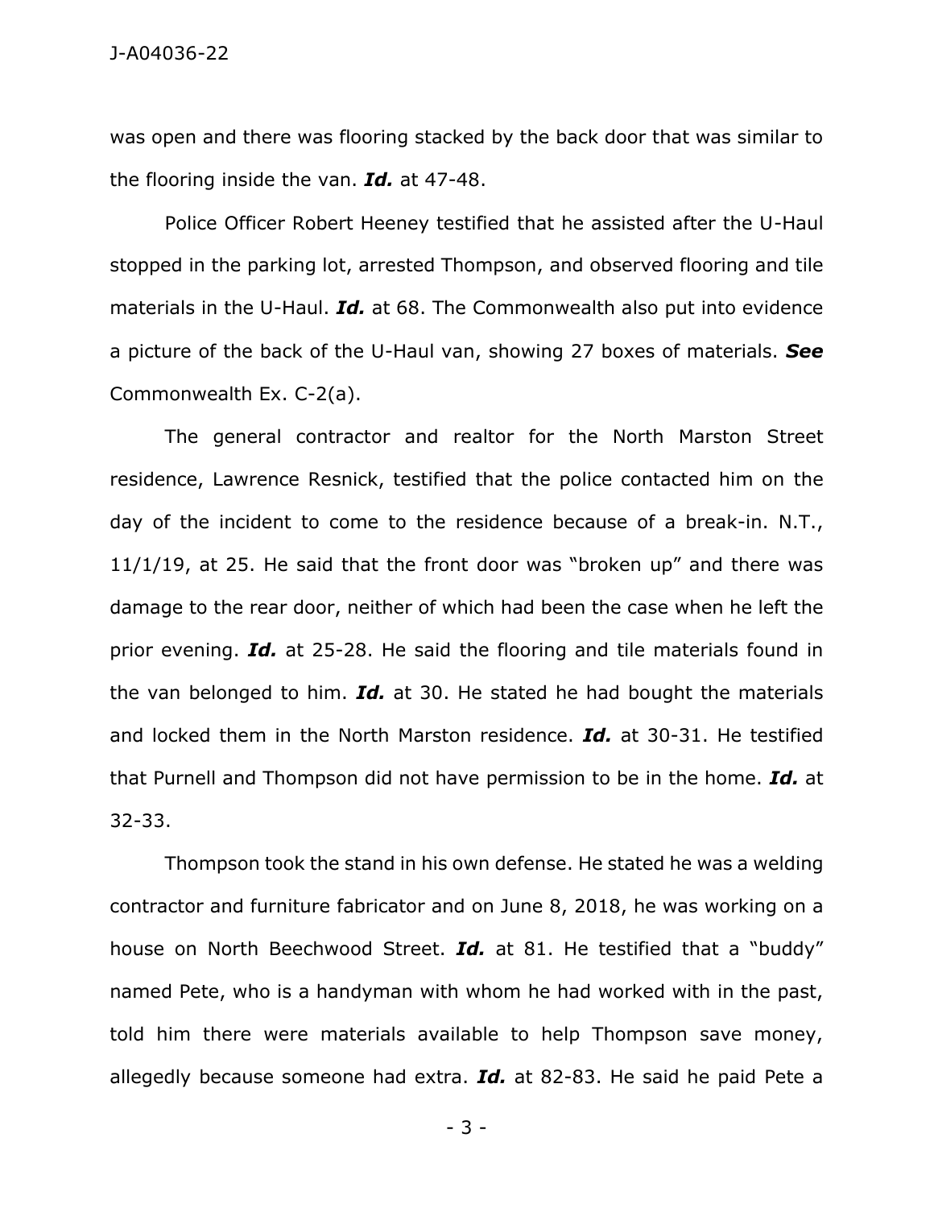was open and there was flooring stacked by the back door that was similar to the flooring inside the van. ***Id.*** at 47-48.

Police Officer Robert Heeney testified that he assisted after the U-Haul stopped in the parking lot, arrested Thompson, and observed flooring and tile materials in the U-Haul. ***Id.*** at 68. The Commonwealth also put into evidence a picture of the back of the U-Haul van, showing 27 boxes of materials. ***See*** Commonwealth Ex. C-2(a).

The general contractor and realtor for the North Marston Street residence, Lawrence Resnick, testified that the police contacted him on the day of the incident to come to the residence because of a break-in. N.T., 11/1/19, at 25. He said that the front door was "broken up" and there was damage to the rear door, neither of which had been the case when he left the prior evening. ***Id.*** at 25-28. He said the flooring and tile materials found in the van belonged to him. ***Id.*** at 30. He stated he had bought the materials and locked them in the North Marston residence. ***Id.*** at 30-31. He testified that Purnell and Thompson did not have permission to be in the home. ***Id.*** at 32-33.

Thompson took the stand in his own defense. He stated he was a welding contractor and furniture fabricator and on June 8, 2018, he was working on a house on North Beechwood Street. ***Id.*** at 81. He testified that a "buddy" named Pete, who is a handyman with whom he had worked with in the past, told him there were materials available to help Thompson save money, allegedly because someone had extra. ***Id.*** at 82-83. He said he paid Pete a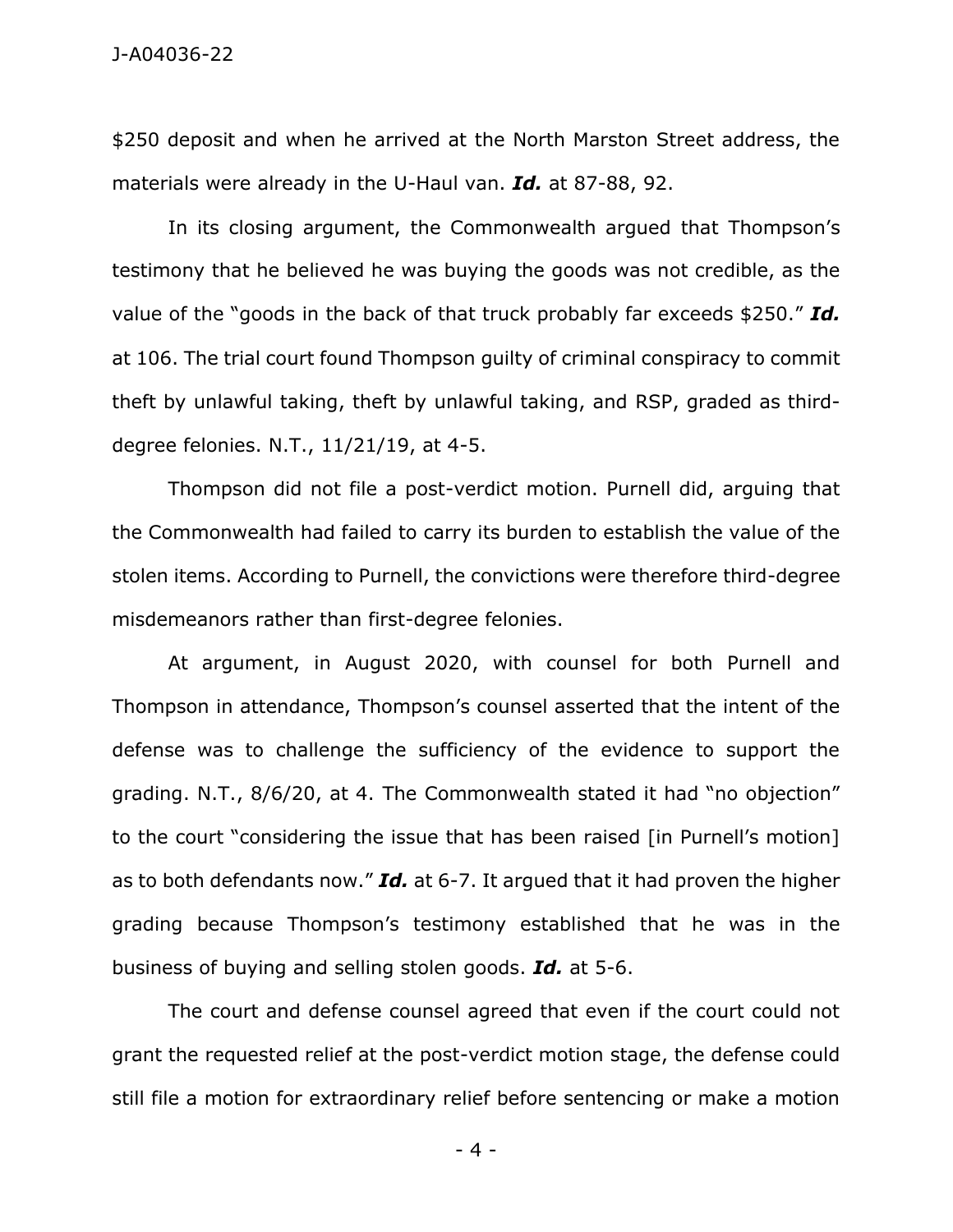$250 deposit and when he arrived at the North Marston Street address, the materials were already in the U-Haul van. ***Id.*** at 87-88, 92.

In its closing argument, the Commonwealth argued that Thompson's testimony that he believed he was buying the goods was not credible, as the value of the "goods in the back of that truck probably far exceeds $250." ***Id.*** at 106. The trial court found Thompson guilty of criminal conspiracy to commit theft by unlawful taking, theft by unlawful taking, and RSP, graded as third-degree felonies. N.T., 11/21/19, at 4-5.

Thompson did not file a post-verdict motion. Purnell did, arguing that the Commonwealth had failed to carry its burden to establish the value of the stolen items. According to Purnell, the convictions were therefore third-degree misdemeanors rather than first-degree felonies.

At argument, in August 2020, with counsel for both Purnell and Thompson in attendance, Thompson's counsel asserted that the intent of the defense was to challenge the sufficiency of the evidence to support the grading. N.T., 8/6/20, at 4. The Commonwealth stated it had "no objection" to the court "considering the issue that has been raised [in Purnell's motion] as to both defendants now." ***Id.*** at 6-7. It argued that it had proven the higher grading because Thompson's testimony established that he was in the business of buying and selling stolen goods. ***Id.*** at 5-6.

The court and defense counsel agreed that even if the court could not grant the requested relief at the post-verdict motion stage, the defense could still file a motion for extraordinary relief before sentencing or make a motion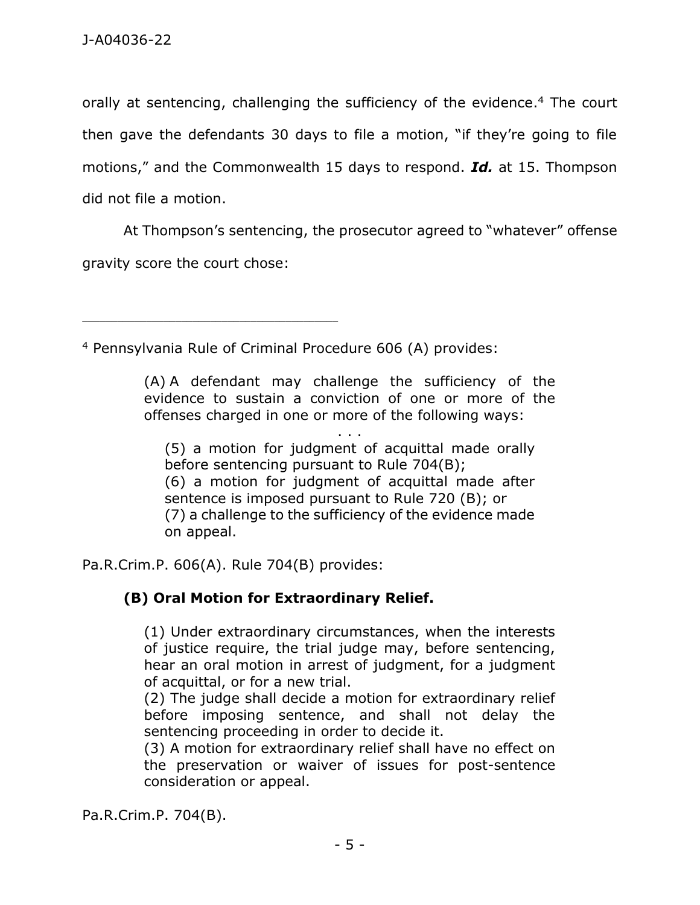orally at sentencing, challenging the sufficiency of the evidence.[4] The court then gave the defendants 30 days to file a motion, "if they're going to file motions," and the Commonwealth 15 days to respond. ***Id.*** at 15. Thompson did not file a motion.

At Thompson's sentencing, the prosecutor agreed to "whatever" offense gravity score the court chose:

---

[4] Pennsylvania Rule of Criminal Procedure 606 (A) provides:

> (A) A defendant may challenge the sufficiency of the evidence to sustain a conviction of one or more of the offenses charged in one or more of the following ways:
>
> . . .
>
> (5) a motion for judgment of acquittal made orally before sentencing pursuant to Rule 704(B);
> (6) a motion for judgment of acquittal made after sentence is imposed pursuant to Rule 720 (B); or
> (7) a challenge to the sufficiency of the evidence made on appeal.

Pa.R.Crim.P. 606(A). Rule 704(B) provides:

> **(B) Oral Motion for Extraordinary Relief.**
>
> (1) Under extraordinary circumstances, when the interests of justice require, the trial judge may, before sentencing, hear an oral motion in arrest of judgment, for a judgment of acquittal, or for a new trial.
> (2) The judge shall decide a motion for extraordinary relief before imposing sentence, and shall not delay the sentencing proceeding in order to decide it.
> (3) A motion for extraordinary relief shall have no effect on the preservation or waiver of issues for post-sentence consideration or appeal.

Pa.R.Crim.P. 704(B).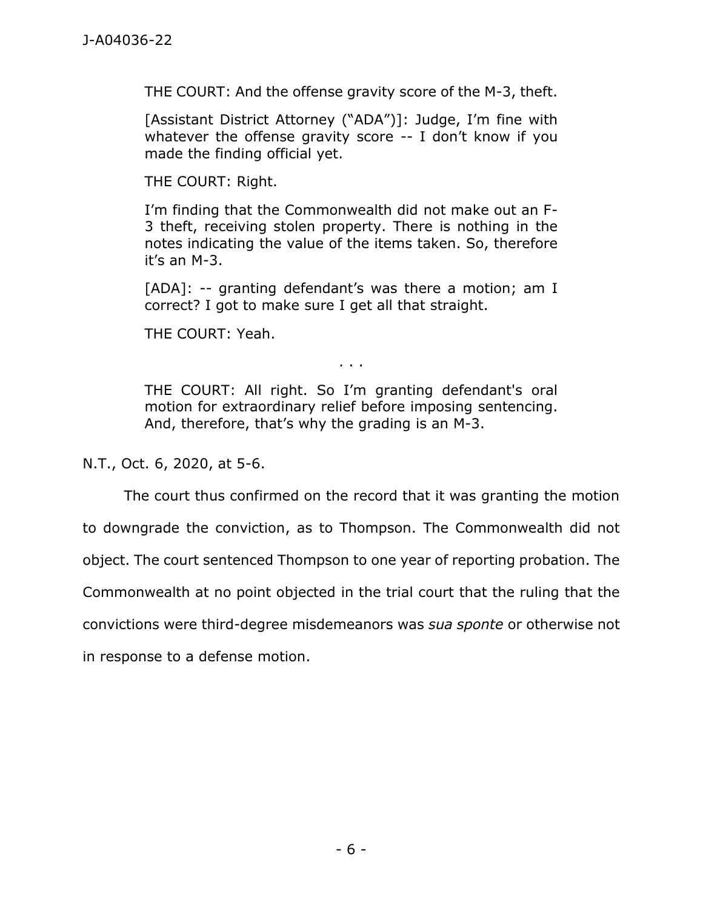> THE COURT: And the offense gravity score of the M-3, theft.
>
> [Assistant District Attorney ("ADA")]: Judge, I'm fine with whatever the offense gravity score -- I don't know if you made the finding official yet.
>
> THE COURT: Right.
>
> I'm finding that the Commonwealth did not make out an F-3 theft, receiving stolen property. There is nothing in the notes indicating the value of the items taken. So, therefore it's an M-3.
>
> [ADA]: -- granting defendant's was there a motion; am I correct? I got to make sure I get all that straight.
>
> THE COURT: Yeah.
>
> . . .
>
> THE COURT: All right. So I'm granting defendant's oral motion for extraordinary relief before imposing sentencing. And, therefore, that's why the grading is an M-3.

N.T., Oct. 6, 2020, at 5-6.

The court thus confirmed on the record that it was granting the motion to downgrade the conviction, as to Thompson. The Commonwealth did not object. The court sentenced Thompson to one year of reporting probation. The Commonwealth at no point objected in the trial court that the ruling that the convictions were third-degree misdemeanors was *sua sponte* or otherwise not in response to a defense motion.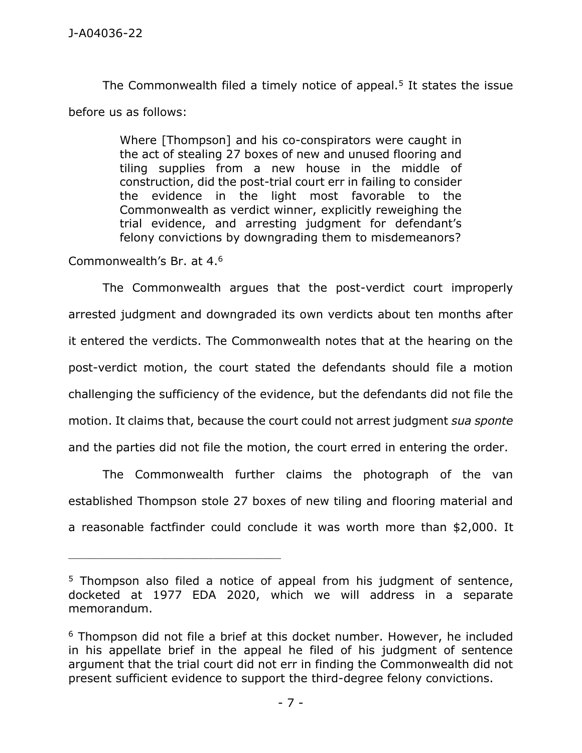The Commonwealth filed a timely notice of appeal.[5] It states the issue before us as follows:

> Where [Thompson] and his co-conspirators were caught in the act of stealing 27 boxes of new and unused flooring and tiling supplies from a new house in the middle of construction, did the post-trial court err in failing to consider the evidence in the light most favorable to the Commonwealth as verdict winner, explicitly reweighing the trial evidence, and arresting judgment for defendant's felony convictions by downgrading them to misdemeanors?

Commonwealth's Br. at 4.[6]

The Commonwealth argues that the post-verdict court improperly arrested judgment and downgraded its own verdicts about ten months after it entered the verdicts. The Commonwealth notes that at the hearing on the post-verdict motion, the court stated the defendants should file a motion challenging the sufficiency of the evidence, but the defendants did not file the motion. It claims that, because the court could not arrest judgment *sua sponte* and the parties did not file the motion, the court erred in entering the order.

The Commonwealth further claims the photograph of the van established Thompson stole 27 boxes of new tiling and flooring material and a reasonable factfinder could conclude it was worth more than $2,000. It

---

[5] Thompson also filed a notice of appeal from his judgment of sentence, docketed at 1977 EDA 2020, which we will address in a separate memorandum.

[6] Thompson did not file a brief at this docket number. However, he included in his appellate brief in the appeal he filed of his judgment of sentence argument that the trial court did not err in finding the Commonwealth did not present sufficient evidence to support the third-degree felony convictions.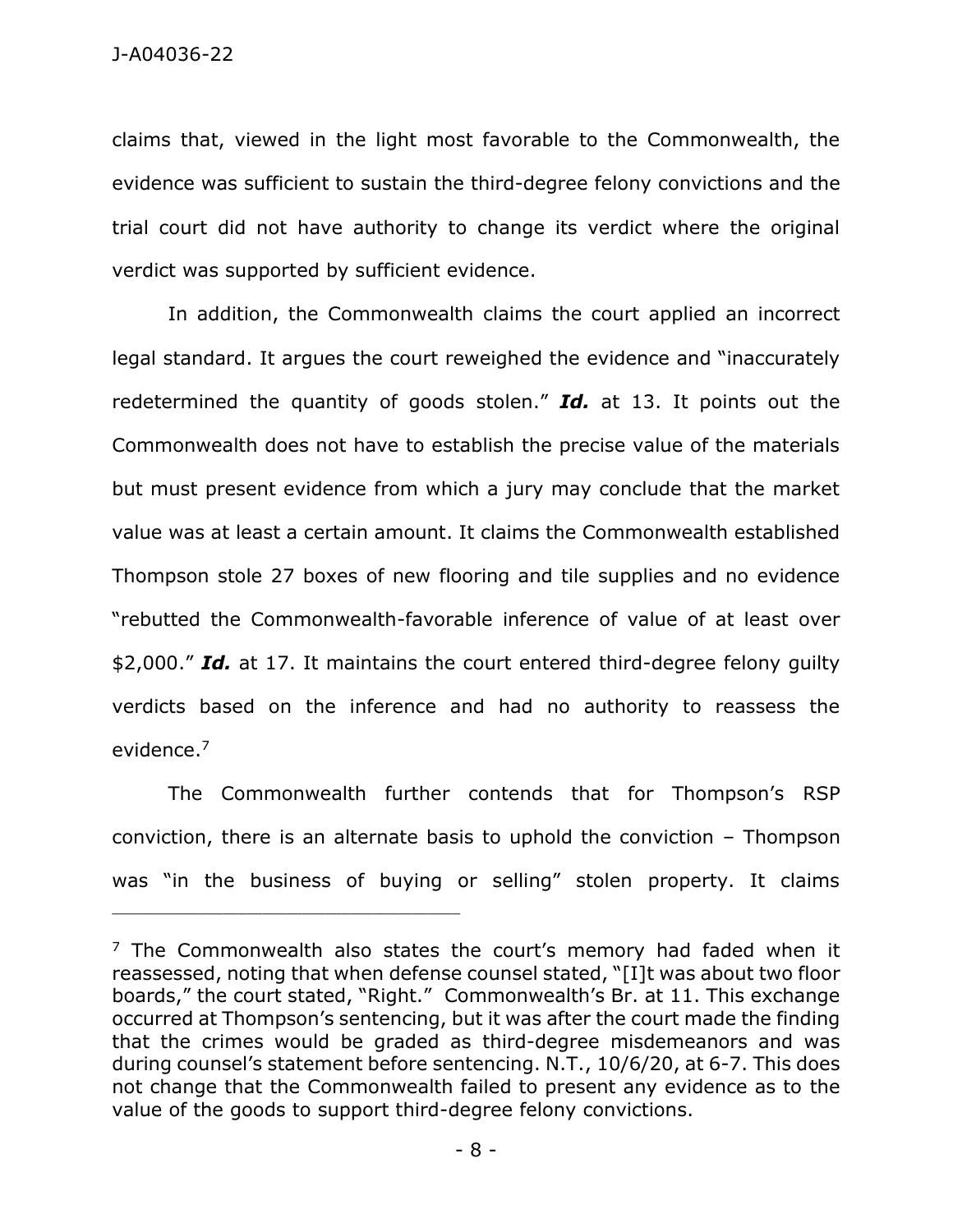claims that, viewed in the light most favorable to the Commonwealth, the evidence was sufficient to sustain the third-degree felony convictions and the trial court did not have authority to change its verdict where the original verdict was supported by sufficient evidence.

In addition, the Commonwealth claims the court applied an incorrect legal standard. It argues the court reweighed the evidence and "inaccurately redetermined the quantity of goods stolen." ***Id.*** at 13. It points out the Commonwealth does not have to establish the precise value of the materials but must present evidence from which a jury may conclude that the market value was at least a certain amount. It claims the Commonwealth established Thompson stole 27 boxes of new flooring and tile supplies and no evidence "rebutted the Commonwealth-favorable inference of value of at least over $2,000." ***Id.*** at 17. It maintains the court entered third-degree felony guilty verdicts based on the inference and had no authority to reassess the evidence.[7]

The Commonwealth further contends that for Thompson's RSP conviction, there is an alternate basis to uphold the conviction – Thompson was "in the business of buying or selling" stolen property. It claims

---

[7] The Commonwealth also states the court's memory had faded when it reassessed, noting that when defense counsel stated, "[I]t was about two floor boards," the court stated, "Right." Commonwealth's Br. at 11. This exchange occurred at Thompson's sentencing, but it was after the court made the finding that the crimes would be graded as third-degree misdemeanors and was during counsel's statement before sentencing. N.T., 10/6/20, at 6-7. This does not change that the Commonwealth failed to present any evidence as to the value of the goods to support third-degree felony convictions.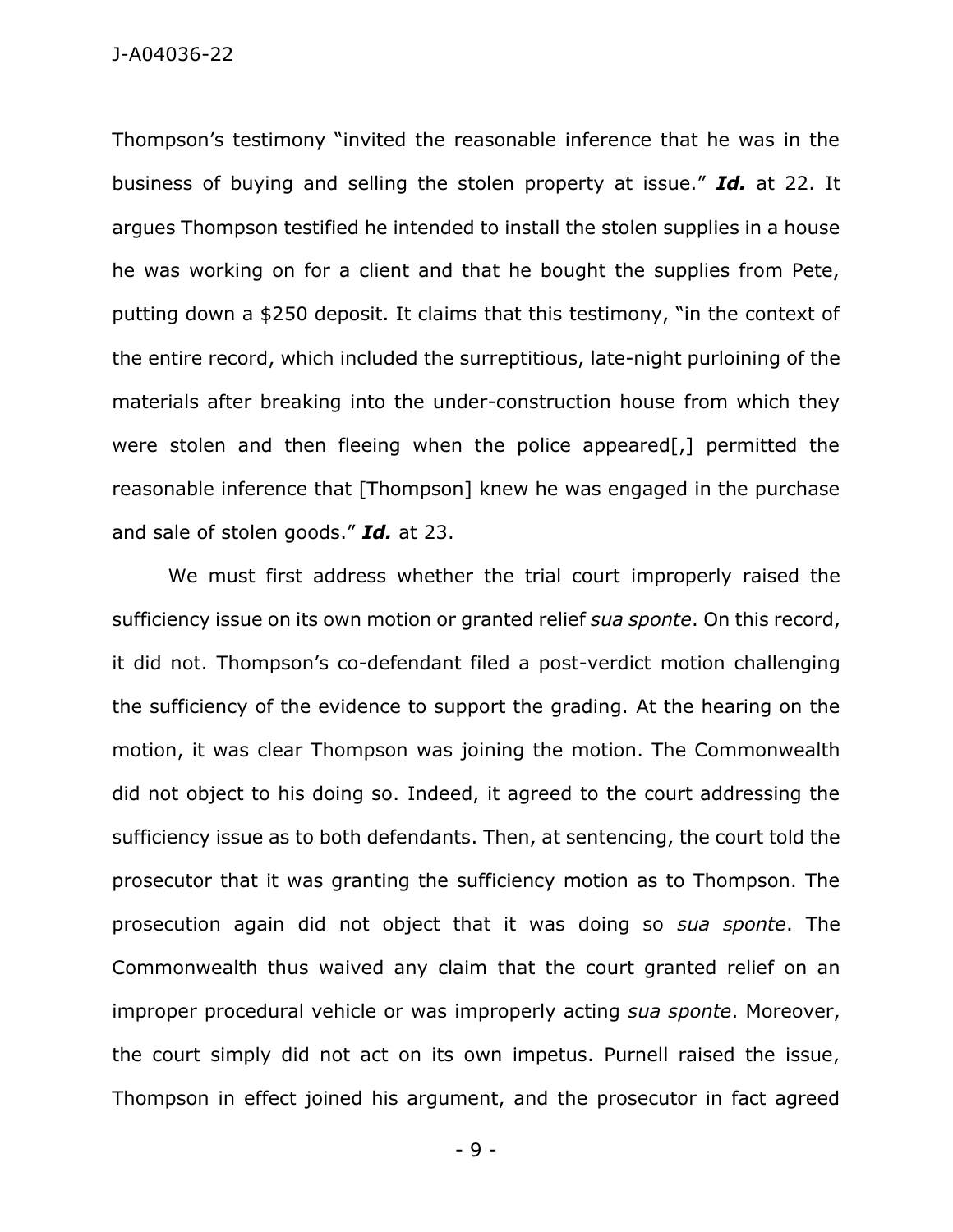Thompson's testimony "invited the reasonable inference that he was in the business of buying and selling the stolen property at issue." ***Id.*** at 22. It argues Thompson testified he intended to install the stolen supplies in a house he was working on for a client and that he bought the supplies from Pete, putting down a $250 deposit. It claims that this testimony, "in the context of the entire record, which included the surreptitious, late-night purloining of the materials after breaking into the under-construction house from which they were stolen and then fleeing when the police appeared[,] permitted the reasonable inference that [Thompson] knew he was engaged in the purchase and sale of stolen goods." ***Id.*** at 23.

We must first address whether the trial court improperly raised the sufficiency issue on its own motion or granted relief *sua sponte*. On this record, it did not. Thompson's co-defendant filed a post-verdict motion challenging the sufficiency of the evidence to support the grading. At the hearing on the motion, it was clear Thompson was joining the motion. The Commonwealth did not object to his doing so. Indeed, it agreed to the court addressing the sufficiency issue as to both defendants. Then, at sentencing, the court told the prosecutor that it was granting the sufficiency motion as to Thompson. The prosecution again did not object that it was doing so *sua sponte*. The Commonwealth thus waived any claim that the court granted relief on an improper procedural vehicle or was improperly acting *sua sponte*. Moreover, the court simply did not act on its own impetus. Purnell raised the issue, Thompson in effect joined his argument, and the prosecutor in fact agreed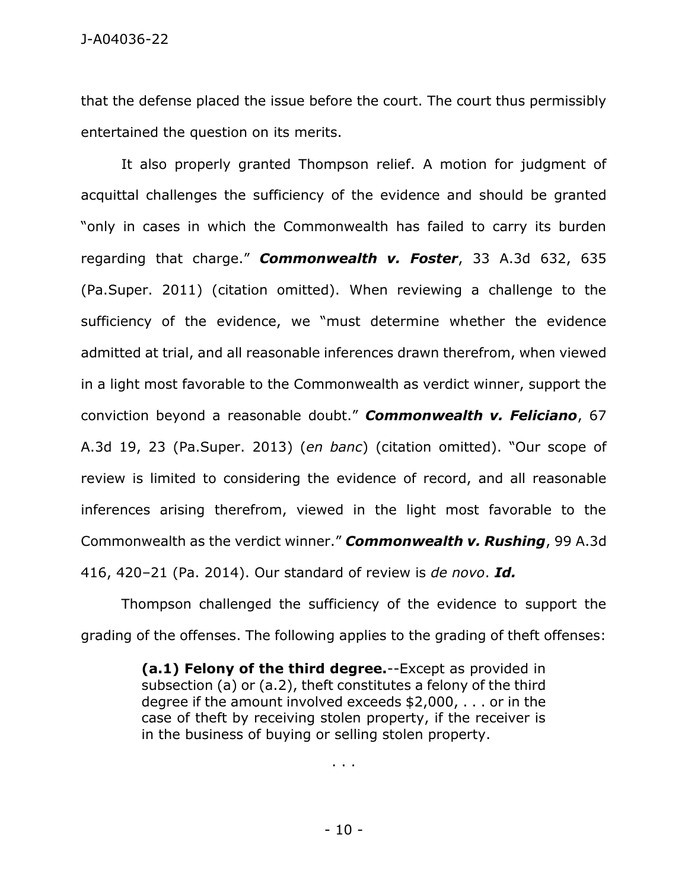that the defense placed the issue before the court. The court thus permissibly entertained the question on its merits.

It also properly granted Thompson relief. A motion for judgment of acquittal challenges the sufficiency of the evidence and should be granted "only in cases in which the Commonwealth has failed to carry its burden regarding that charge." ***Commonwealth v. Foster***, 33 A.3d 632, 635 (Pa.Super. 2011) (citation omitted). When reviewing a challenge to the sufficiency of the evidence, we "must determine whether the evidence admitted at trial, and all reasonable inferences drawn therefrom, when viewed in a light most favorable to the Commonwealth as verdict winner, support the conviction beyond a reasonable doubt." ***Commonwealth v. Feliciano***, 67 A.3d 19, 23 (Pa.Super. 2013) (*en banc*) (citation omitted). "Our scope of review is limited to considering the evidence of record, and all reasonable inferences arising therefrom, viewed in the light most favorable to the Commonwealth as the verdict winner." ***Commonwealth v. Rushing***, 99 A.3d 416, 420–21 (Pa. 2014). Our standard of review is *de novo*. ***Id.***

Thompson challenged the sufficiency of the evidence to support the grading of the offenses. The following applies to the grading of theft offenses:

> **(a.1) Felony of the third degree.**--Except as provided in subsection (a) or (a.2), theft constitutes a felony of the third degree if the amount involved exceeds $2,000, . . . or in the case of theft by receiving stolen property, if the receiver is in the business of buying or selling stolen property.
>
> . . .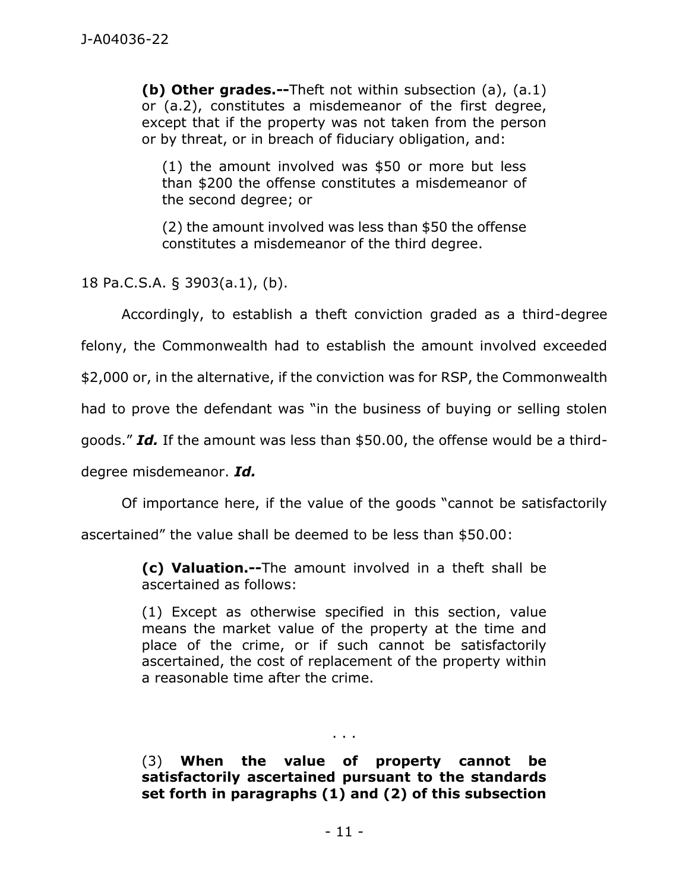> **(b) Other grades.--**Theft not within subsection (a), (a.1) or (a.2), constitutes a misdemeanor of the first degree, except that if the property was not taken from the person or by threat, or in breach of fiduciary obligation, and:
>
> (1) the amount involved was $50 or more but less than $200 the offense constitutes a misdemeanor of the second degree; or
>
> (2) the amount involved was less than $50 the offense constitutes a misdemeanor of the third degree.

18 Pa.C.S.A. § 3903(a.1), (b).

Accordingly, to establish a theft conviction graded as a third-degree felony, the Commonwealth had to establish the amount involved exceeded $2,000 or, in the alternative, if the conviction was for RSP, the Commonwealth had to prove the defendant was "in the business of buying or selling stolen goods." ***Id.*** If the amount was less than $50.00, the offense would be a third-degree misdemeanor. ***Id.***

Of importance here, if the value of the goods "cannot be satisfactorily ascertained" the value shall be deemed to be less than $50.00:

> **(c) Valuation.--**The amount involved in a theft shall be ascertained as follows:
>
> (1) Except as otherwise specified in this section, value means the market value of the property at the time and place of the crime, or if such cannot be satisfactorily ascertained, the cost of replacement of the property within a reasonable time after the crime.
>
> . . .
>
> (3) **When the value of property cannot be satisfactorily ascertained pursuant to the standards set forth in paragraphs (1) and (2) of this subsection**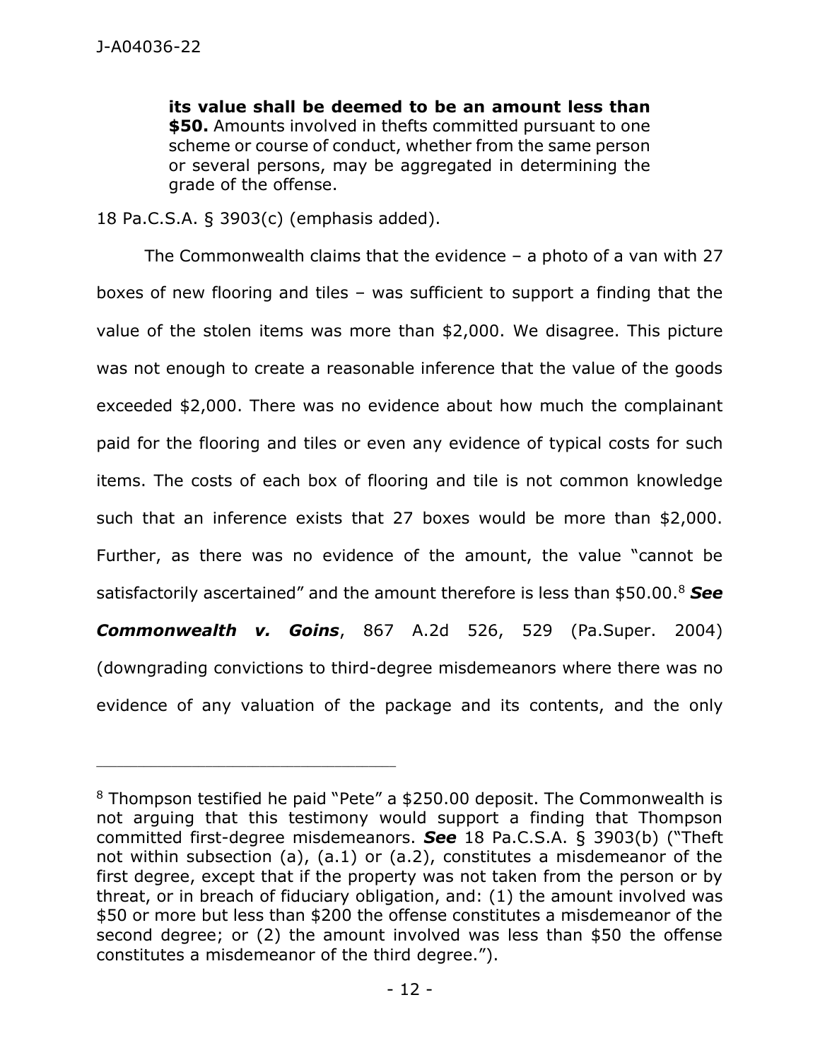> **its value shall be deemed to be an amount less than $50.** Amounts involved in thefts committed pursuant to one scheme or course of conduct, whether from the same person or several persons, may be aggregated in determining the grade of the offense.

18 Pa.C.S.A. § 3903(c) (emphasis added).

The Commonwealth claims that the evidence – a photo of a van with 27 boxes of new flooring and tiles – was sufficient to support a finding that the value of the stolen items was more than $2,000. We disagree. This picture was not enough to create a reasonable inference that the value of the goods exceeded $2,000. There was no evidence about how much the complainant paid for the flooring and tiles or even any evidence of typical costs for such items. The costs of each box of flooring and tile is not common knowledge such that an inference exists that 27 boxes would be more than $2,000. Further, as there was no evidence of the amount, the value "cannot be satisfactorily ascertained" and the amount therefore is less than $50.00.[8] ***See Commonwealth v. Goins***, 867 A.2d 526, 529 (Pa.Super. 2004) (downgrading convictions to third-degree misdemeanors where there was no evidence of any valuation of the package and its contents, and the only

---

[8] Thompson testified he paid "Pete" a $250.00 deposit. The Commonwealth is not arguing that this testimony would support a finding that Thompson committed first-degree misdemeanors. ***See*** 18 Pa.C.S.A. § 3903(b) ("Theft not within subsection (a), (a.1) or (a.2), constitutes a misdemeanor of the first degree, except that if the property was not taken from the person or by threat, or in breach of fiduciary obligation, and: (1) the amount involved was $50 or more but less than $200 the offense constitutes a misdemeanor of the second degree; or (2) the amount involved was less than $50 the offense constitutes a misdemeanor of the third degree.").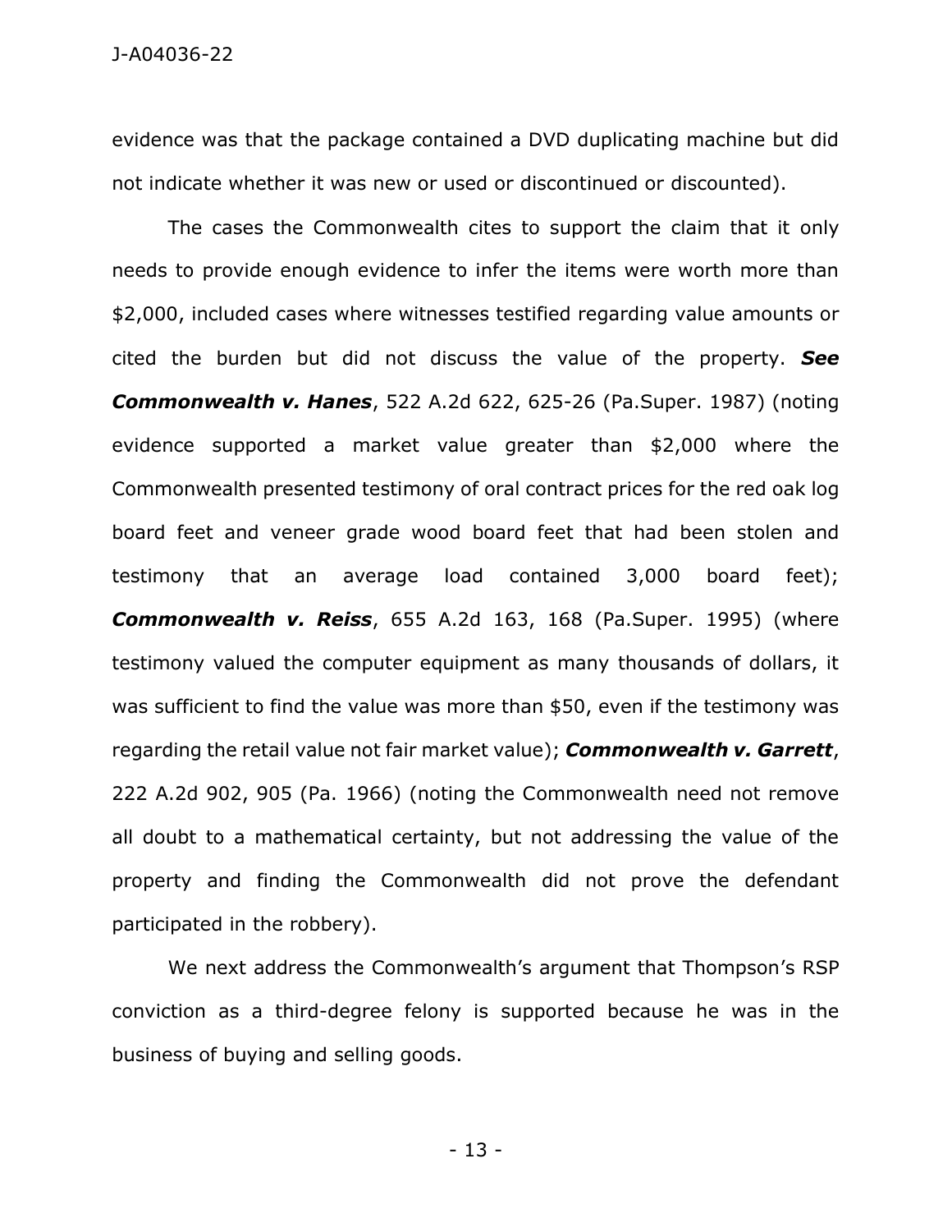evidence was that the package contained a DVD duplicating machine but did not indicate whether it was new or used or discontinued or discounted).

The cases the Commonwealth cites to support the claim that it only needs to provide enough evidence to infer the items were worth more than $2,000, included cases where witnesses testified regarding value amounts or cited the burden but did not discuss the value of the property. ***See Commonwealth v. Hanes***, 522 A.2d 622, 625-26 (Pa.Super. 1987) (noting evidence supported a market value greater than $2,000 where the Commonwealth presented testimony of oral contract prices for the red oak log board feet and veneer grade wood board feet that had been stolen and testimony that an average load contained 3,000 board feet); ***Commonwealth v. Reiss***, 655 A.2d 163, 168 (Pa.Super. 1995) (where testimony valued the computer equipment as many thousands of dollars, it was sufficient to find the value was more than $50, even if the testimony was regarding the retail value not fair market value); ***Commonwealth v. Garrett***, 222 A.2d 902, 905 (Pa. 1966) (noting the Commonwealth need not remove all doubt to a mathematical certainty, but not addressing the value of the property and finding the Commonwealth did not prove the defendant participated in the robbery).

We next address the Commonwealth's argument that Thompson's RSP conviction as a third-degree felony is supported because he was in the business of buying and selling goods.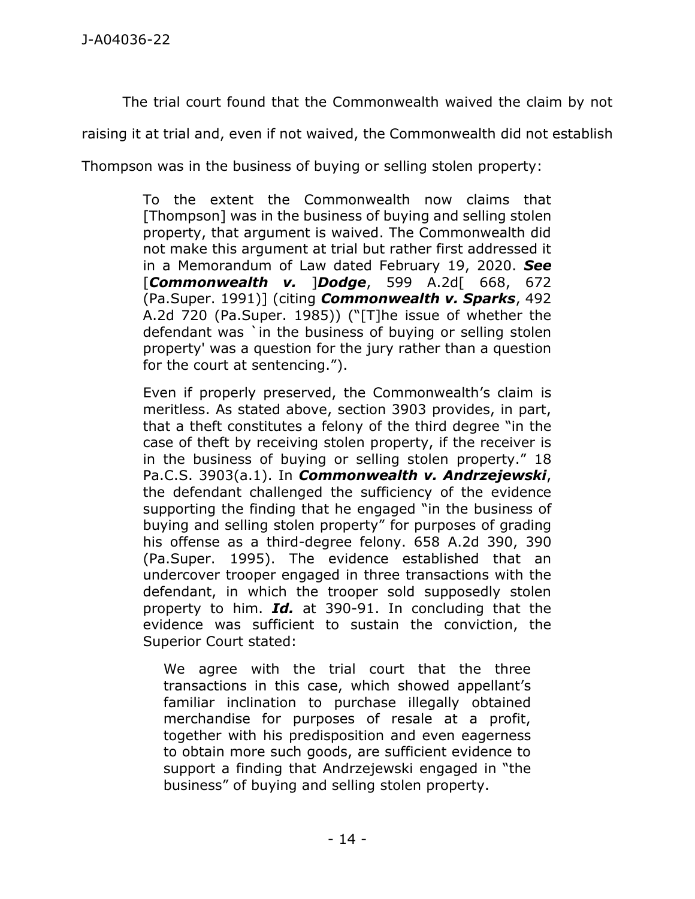The trial court found that the Commonwealth waived the claim by not raising it at trial and, even if not waived, the Commonwealth did not establish Thompson was in the business of buying or selling stolen property:

> To the extent the Commonwealth now claims that [Thompson] was in the business of buying and selling stolen property, that argument is waived. The Commonwealth did not make this argument at trial but rather first addressed it in a Memorandum of Law dated February 19, 2020. ***See*** [***Commonwealth v.*** ]***Dodge***, 599 A.2d[ 668, 672 (Pa.Super. 1991)] (citing ***Commonwealth v. Sparks***, 492 A.2d 720 (Pa.Super. 1985)) ("[T]he issue of whether the defendant was `in the business of buying or selling stolen property' was a question for the jury rather than a question for the court at sentencing.").
>
> Even if properly preserved, the Commonwealth's claim is meritless. As stated above, section 3903 provides, in part, that a theft constitutes a felony of the third degree "in the case of theft by receiving stolen property, if the receiver is in the business of buying or selling stolen property." 18 Pa.C.S. 3903(a.1). In ***Commonwealth v. Andrzejewski***, the defendant challenged the sufficiency of the evidence supporting the finding that he engaged "in the business of buying and selling stolen property" for purposes of grading his offense as a third-degree felony. 658 A.2d 390, 390 (Pa.Super. 1995). The evidence established that an undercover trooper engaged in three transactions with the defendant, in which the trooper sold supposedly stolen property to him. ***Id.*** at 390-91. In concluding that the evidence was sufficient to sustain the conviction, the Superior Court stated:
>
>> We agree with the trial court that the three transactions in this case, which showed appellant's familiar inclination to purchase illegally obtained merchandise for purposes of resale at a profit, together with his predisposition and even eagerness to obtain more such goods, are sufficient evidence to support a finding that Andrzejewski engaged in "the business" of buying and selling stolen property.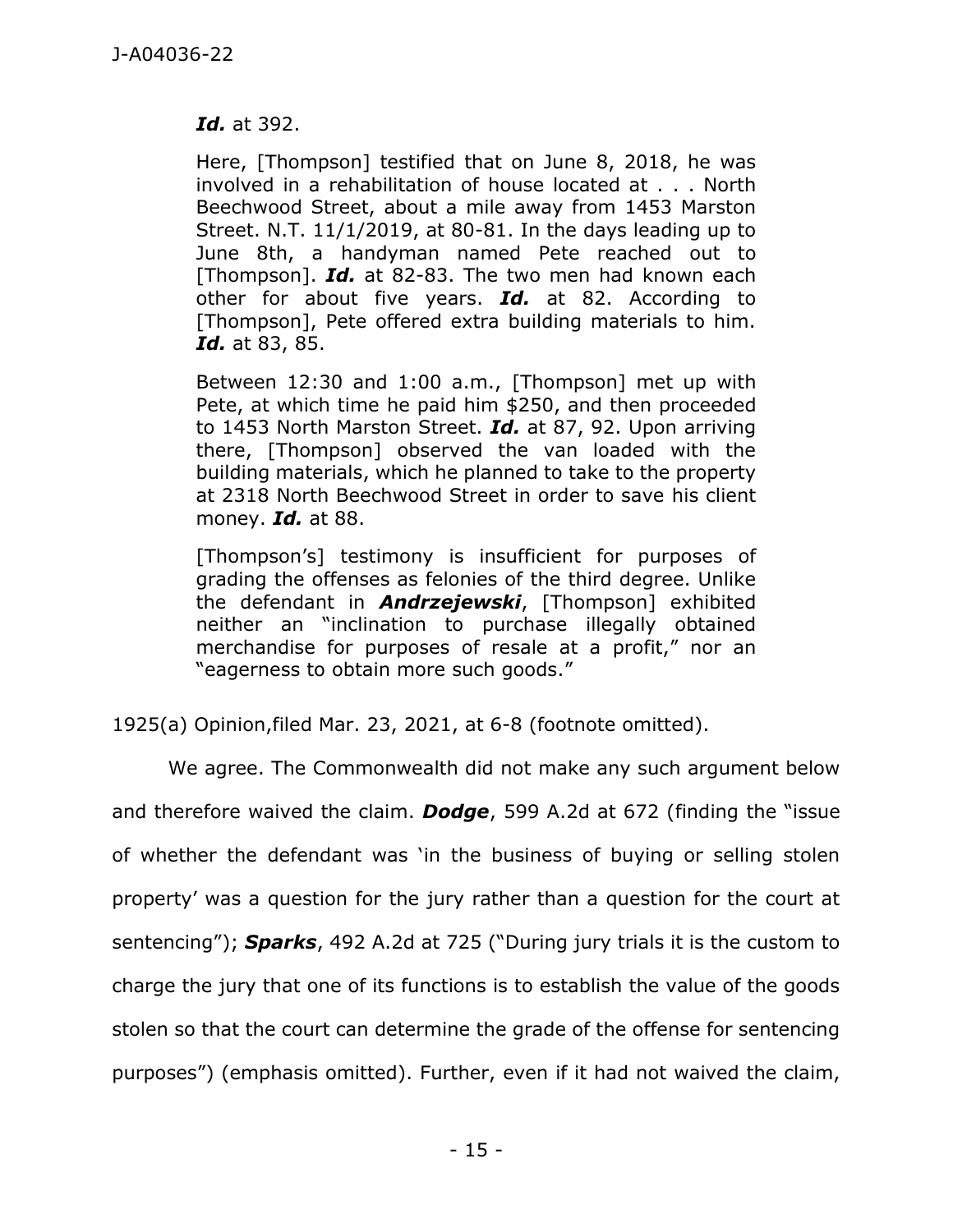> ***Id.*** at 392.
>
> Here, [Thompson] testified that on June 8, 2018, he was involved in a rehabilitation of house located at . . . North Beechwood Street, about a mile away from 1453 Marston Street. N.T. 11/1/2019, at 80-81. In the days leading up to June 8th, a handyman named Pete reached out to [Thompson]. ***Id.*** at 82-83. The two men had known each other for about five years. ***Id.*** at 82. According to [Thompson], Pete offered extra building materials to him. ***Id.*** at 83, 85.
>
> Between 12:30 and 1:00 a.m., [Thompson] met up with Pete, at which time he paid him $250, and then proceeded to 1453 North Marston Street. ***Id.*** at 87, 92. Upon arriving there, [Thompson] observed the van loaded with the building materials, which he planned to take to the property at 2318 North Beechwood Street in order to save his client money. ***Id.*** at 88.
>
> [Thompson's] testimony is insufficient for purposes of grading the offenses as felonies of the third degree. Unlike the defendant in ***Andrzejewski***, [Thompson] exhibited neither an "inclination to purchase illegally obtained merchandise for purposes of resale at a profit," nor an "eagerness to obtain more such goods."

1925(a) Opinion,filed Mar. 23, 2021, at 6-8 (footnote omitted).

We agree. The Commonwealth did not make any such argument below and therefore waived the claim. ***Dodge***, 599 A.2d at 672 (finding the "issue of whether the defendant was 'in the business of buying or selling stolen property' was a question for the jury rather than a question for the court at sentencing"); ***Sparks***, 492 A.2d at 725 ("During jury trials it is the custom to charge the jury that one of its functions is to establish the value of the goods stolen so that the court can determine the grade of the offense for sentencing purposes") (emphasis omitted). Further, even if it had not waived the claim,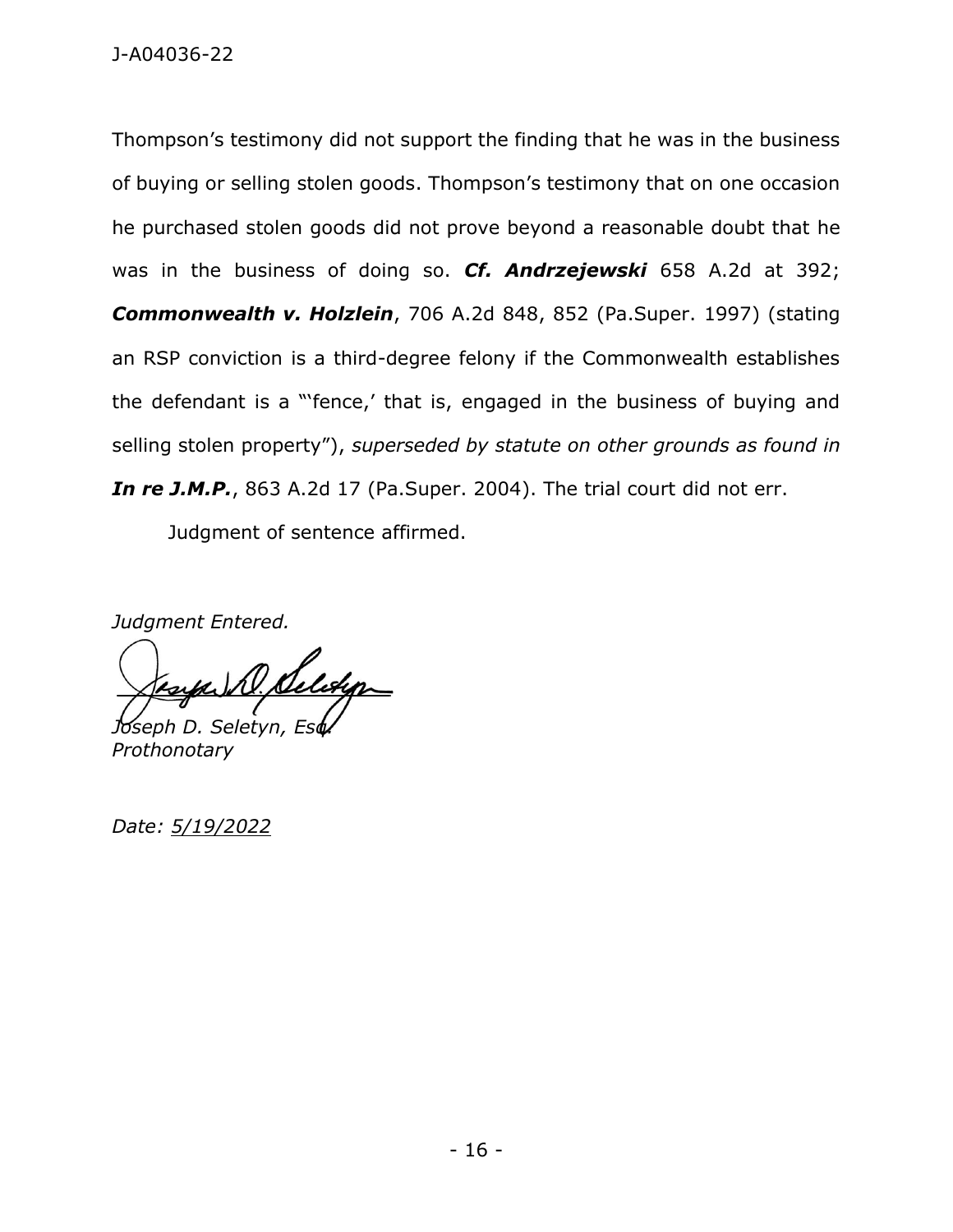Thompson's testimony did not support the finding that he was in the business of buying or selling stolen goods. Thompson's testimony that on one occasion he purchased stolen goods did not prove beyond a reasonable doubt that he was in the business of doing so. ***Cf. Andrzejewski*** 658 A.2d at 392; ***Commonwealth v. Holzlein***, 706 A.2d 848, 852 (Pa.Super. 1997) (stating an RSP conviction is a third-degree felony if the Commonwealth establishes the defendant is a "'fence,' that is, engaged in the business of buying and selling stolen property"), *superseded by statute on other grounds as found in* ***In re J.M.P.***, 863 A.2d 17 (Pa.Super. 2004). The trial court did not err.

Judgment of sentence affirmed.

*Judgment Entered.*

*Joseph D. Seletyn, Esq.*
*Prothonotary*

*Date: 5/19/2022*